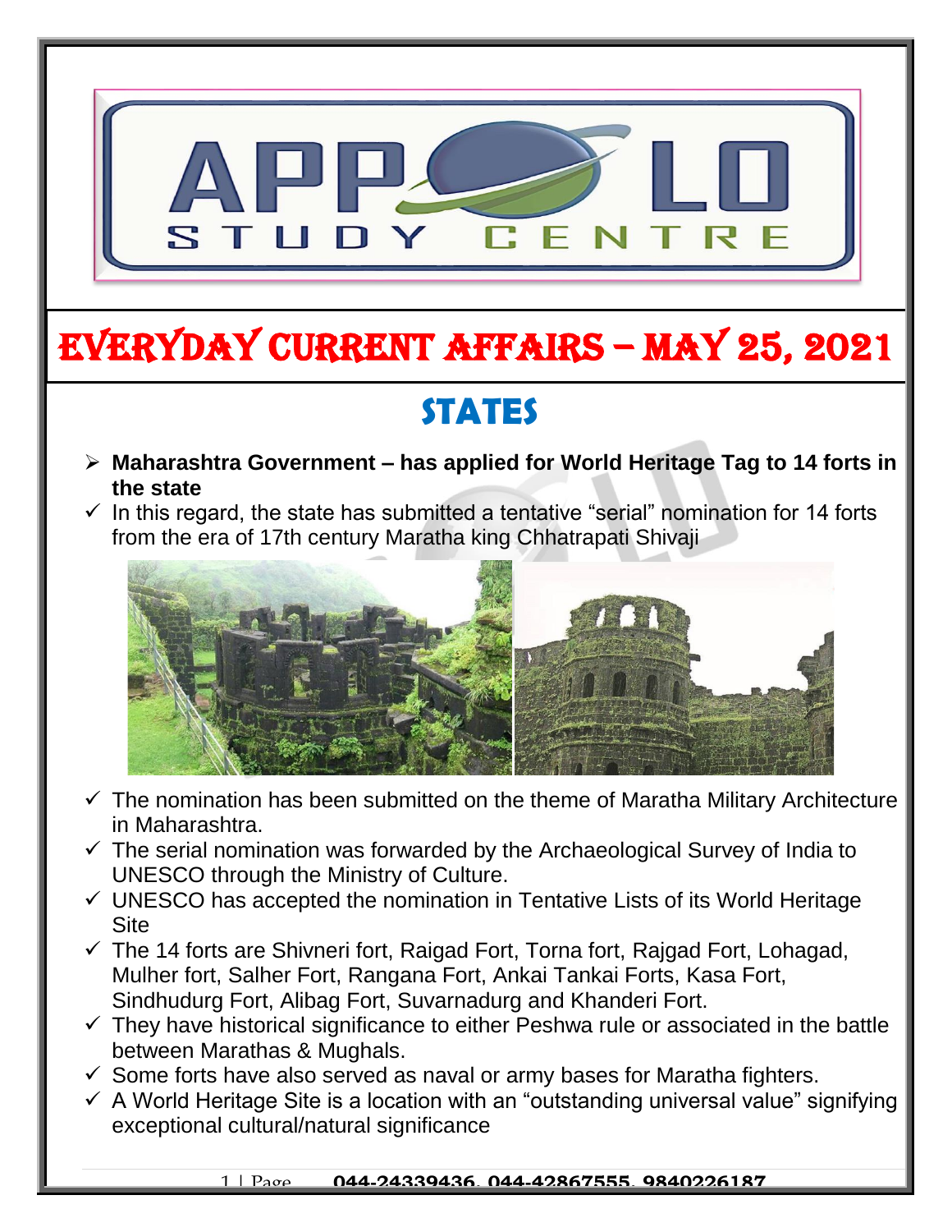# EVERYDAY CURRENT AFFAIRS – MAY 25, 2021

## STATES

- **Maharashtra Government – has applied for World Heritage Tag to 14 forts in the state**
  - In this regard, the state has submitted a tentative "serial" nomination for 14 forts from the era of 17th century Maratha king Chhatrapati Shivaji
  - The nomination has been submitted on the theme of Maratha Military Architecture in Maharashtra.
  - The serial nomination was forwarded by the Archaeological Survey of India to UNESCO through the Ministry of Culture.
  - UNESCO has accepted the nomination in Tentative Lists of its World Heritage Site
  - The 14 forts are Shivneri fort, Raigad Fort, Torna fort, Rajgad Fort, Lohagad, Mulher fort, Salher Fort, Rangana Fort, Ankai Tankai Forts, Kasa Fort, Sindhudurg Fort, Alibag Fort, Suvarnadurg and Khanderi Fort.
  - They have historical significance to either Peshwa rule or associated in the battle between Marathas & Mughals.
  - Some forts have also served as naval or army bases for Maratha fighters.
  - A World Heritage Site is a location with an "outstanding universal value" signifying exceptional cultural/natural significance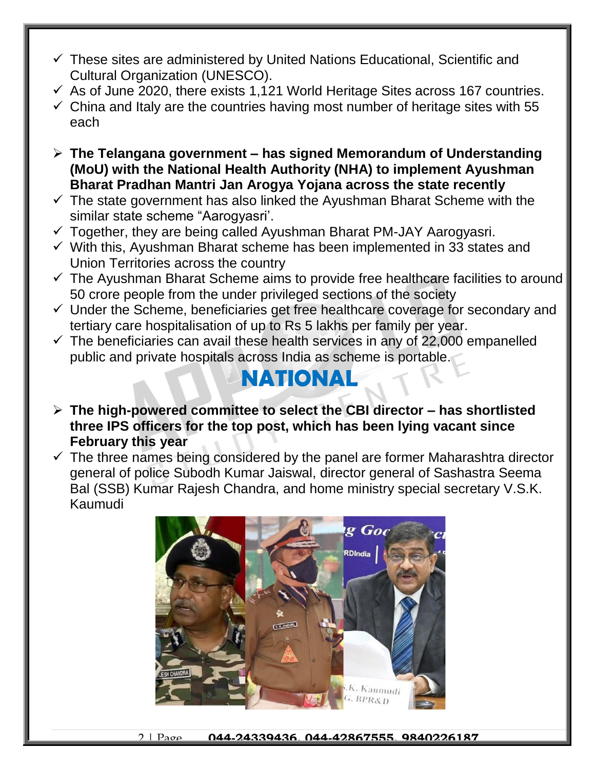- ✓ These sites are administered by United Nations Educational, Scientific and Cultural Organization (UNESCO).
- ✓ As of June 2020, there exists 1,121 World Heritage Sites across 167 countries.
- ✓ China and Italy are the countries having most number of heritage sites with 55 each

➢ **The Telangana government – has signed Memorandum of Understanding (MoU) with the National Health Authority (NHA) to implement Ayushman Bharat Pradhan Mantri Jan Arogya Yojana across the state recently**

- ✓ The state government has also linked the Ayushman Bharat Scheme with the similar state scheme "Aarogyasri'.
- ✓ Together, they are being called Ayushman Bharat PM-JAY Aarogyasri.
- ✓ With this, Ayushman Bharat scheme has been implemented in 33 states and Union Territories across the country
- ✓ The Ayushman Bharat Scheme aims to provide free healthcare facilities to around 50 crore people from the under privileged sections of the society
- ✓ Under the Scheme, beneficiaries get free healthcare coverage for secondary and tertiary care hospitalisation of up to Rs 5 lakhs per family per year.
- ✓ The beneficiaries can avail these health services in any of 22,000 empanelled public and private hospitals across India as scheme is portable.

# NATIONAL

➢ **The high-powered committee to select the CBI director – has shortlisted three IPS officers for the top post, which has been lying vacant since February this year**

- ✓ The three names being considered by the panel are former Maharashtra director general of police Subodh Kumar Jaiswal, director general of Sashastra Seema Bal (SSB) Kumar Rajesh Chandra, and home ministry special secretary V.S.K. Kaumudi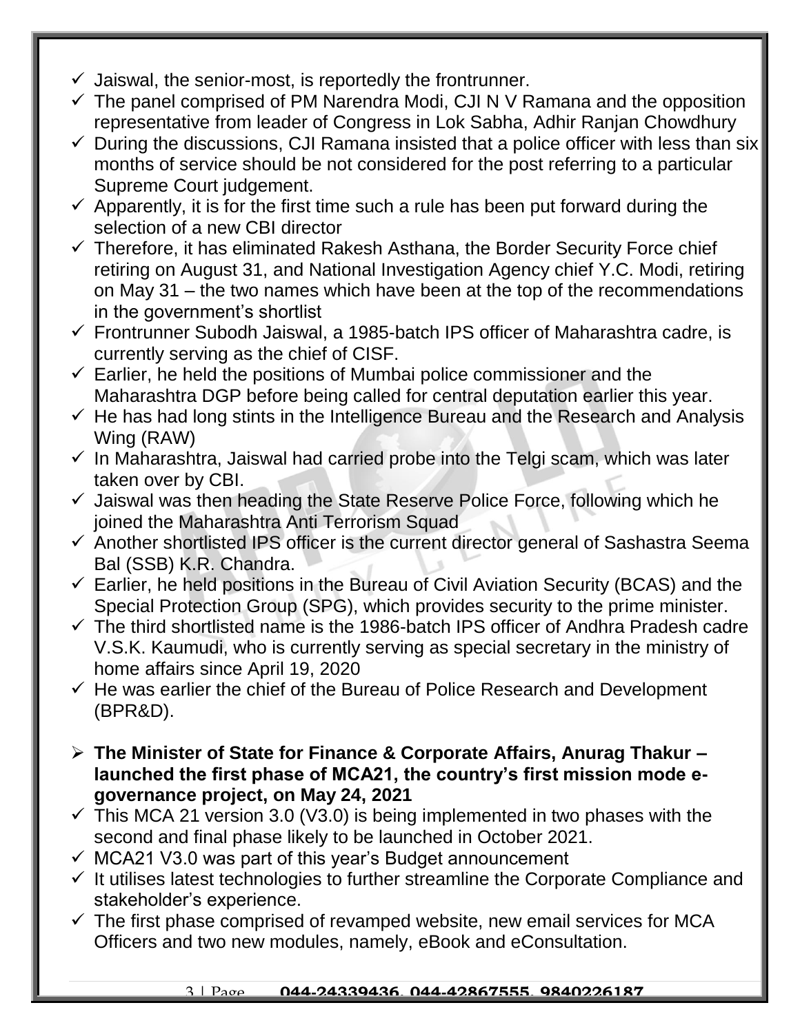- ✓ Jaiswal, the senior-most, is reportedly the frontrunner.
- ✓ The panel comprised of PM Narendra Modi, CJI N V Ramana and the opposition representative from leader of Congress in Lok Sabha, Adhir Ranjan Chowdhury
- ✓ During the discussions, CJI Ramana insisted that a police officer with less than six months of service should be not considered for the post referring to a particular Supreme Court judgement.
- ✓ Apparently, it is for the first time such a rule has been put forward during the selection of a new CBI director
- ✓ Therefore, it has eliminated Rakesh Asthana, the Border Security Force chief retiring on August 31, and National Investigation Agency chief Y.C. Modi, retiring on May 31 – the two names which have been at the top of the recommendations in the government's shortlist
- ✓ Frontrunner Subodh Jaiswal, a 1985-batch IPS officer of Maharashtra cadre, is currently serving as the chief of CISF.
- ✓ Earlier, he held the positions of Mumbai police commissioner and the Maharashtra DGP before being called for central deputation earlier this year.
- ✓ He has had long stints in the Intelligence Bureau and the Research and Analysis Wing (RAW)
- ✓ In Maharashtra, Jaiswal had carried probe into the Telgi scam, which was later taken over by CBI.
- ✓ Jaiswal was then heading the State Reserve Police Force, following which he joined the Maharashtra Anti Terrorism Squad
- ✓ Another shortlisted IPS officer is the current director general of Sashastra Seema Bal (SSB) K.R. Chandra.
- ✓ Earlier, he held positions in the Bureau of Civil Aviation Security (BCAS) and the Special Protection Group (SPG), which provides security to the prime minister.
- ✓ The third shortlisted name is the 1986-batch IPS officer of Andhra Pradesh cadre V.S.K. Kaumudi, who is currently serving as special secretary in the ministry of home affairs since April 19, 2020
- ✓ He was earlier the chief of the Bureau of Police Research and Development (BPR&D).

- ➢ **The Minister of State for Finance & Corporate Affairs, Anurag Thakur – launched the first phase of MCA21, the country's first mission mode e-governance project, on May 24, 2021**
- ✓ This MCA 21 version 3.0 (V3.0) is being implemented in two phases with the second and final phase likely to be launched in October 2021.
- ✓ MCA21 V3.0 was part of this year's Budget announcement
- ✓ It utilises latest technologies to further streamline the Corporate Compliance and stakeholder's experience.
- ✓ The first phase comprised of revamped website, new email services for MCA Officers and two new modules, namely, eBook and eConsultation.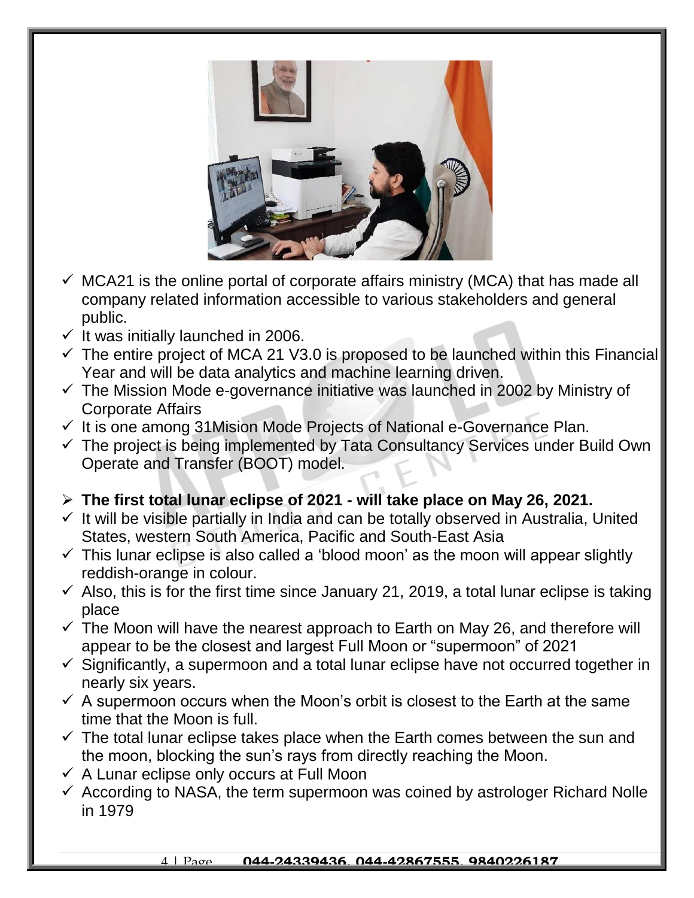- ✓ MCA21 is the online portal of corporate affairs ministry (MCA) that has made all company related information accessible to various stakeholders and general public.
- ✓ It was initially launched in 2006.
- ✓ The entire project of MCA 21 V3.0 is proposed to be launched within this Financial Year and will be data analytics and machine learning driven.
- ✓ The Mission Mode e-governance initiative was launched in 2002 by Ministry of Corporate Affairs
- ✓ It is one among 31Mision Mode Projects of National e-Governance Plan.
- ✓ The project is being implemented by Tata Consultancy Services under Build Own Operate and Transfer (BOOT) model.

➢ **The first total lunar eclipse of 2021 - will take place on May 26, 2021.**

- ✓ It will be visible partially in India and can be totally observed in Australia, United States, western South America, Pacific and South-East Asia
- ✓ This lunar eclipse is also called a 'blood moon' as the moon will appear slightly reddish-orange in colour.
- ✓ Also, this is for the first time since January 21, 2019, a total lunar eclipse is taking place
- ✓ The Moon will have the nearest approach to Earth on May 26, and therefore will appear to be the closest and largest Full Moon or "supermoon" of 2021
- ✓ Significantly, a supermoon and a total lunar eclipse have not occurred together in nearly six years.
- ✓ A supermoon occurs when the Moon's orbit is closest to the Earth at the same time that the Moon is full.
- ✓ The total lunar eclipse takes place when the Earth comes between the sun and the moon, blocking the sun's rays from directly reaching the Moon.
- ✓ A Lunar eclipse only occurs at Full Moon
- ✓ According to NASA, the term supermoon was coined by astrologer Richard Nolle in 1979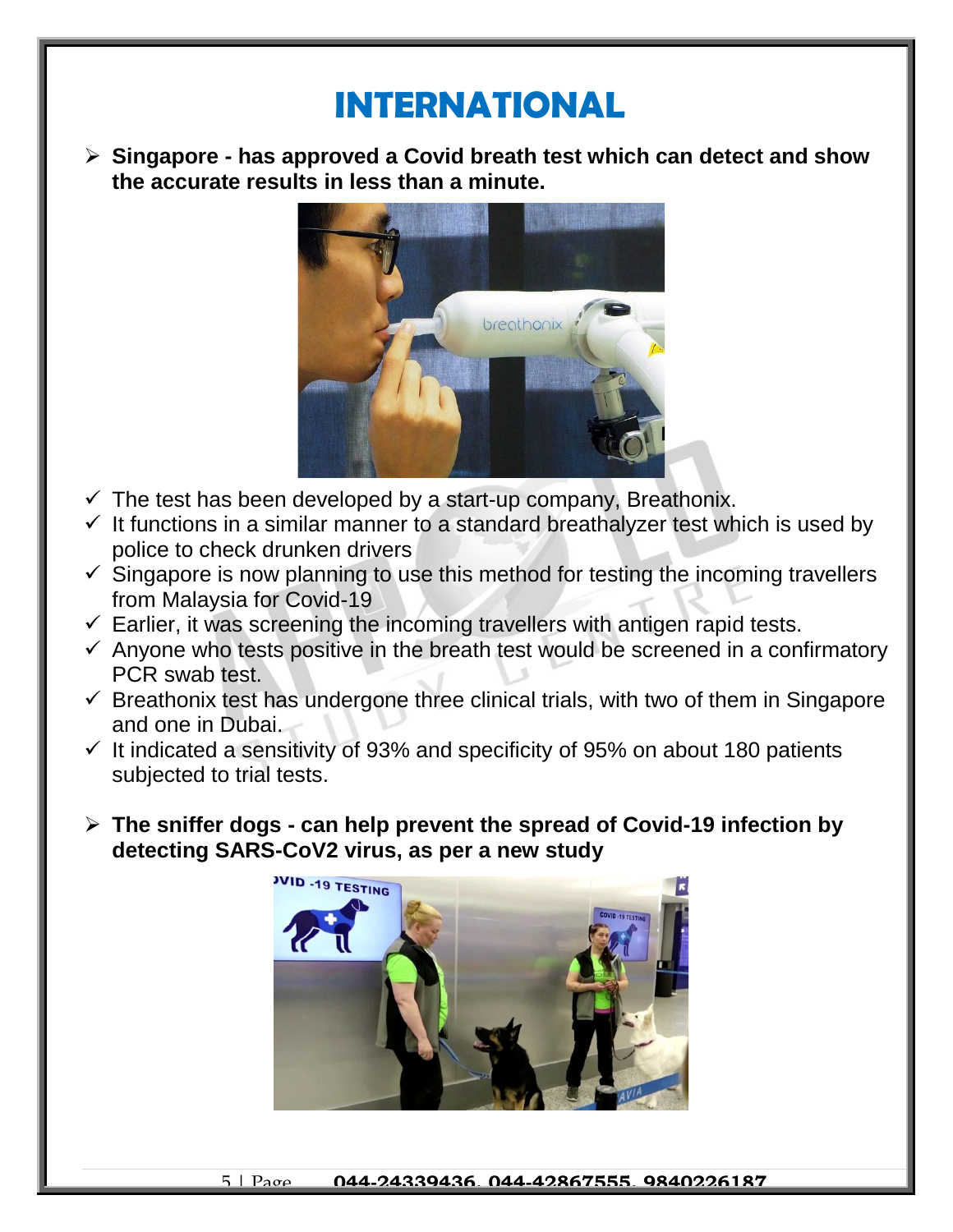# INTERNATIONAL

- **Singapore - has approved a Covid breath test which can detect and show the accurate results in less than a minute.**

  - ✓ The test has been developed by a start-up company, Breathonix.
  - ✓ It functions in a similar manner to a standard breathalyzer test which is used by police to check drunken drivers
  - ✓ Singapore is now planning to use this method for testing the incoming travellers from Malaysia for Covid-19
  - ✓ Earlier, it was screening the incoming travellers with antigen rapid tests.
  - ✓ Anyone who tests positive in the breath test would be screened in a confirmatory PCR swab test.
  - ✓ Breathonix test has undergone three clinical trials, with two of them in Singapore and one in Dubai.
  - ✓ It indicated a sensitivity of 93% and specificity of 95% on about 180 patients subjected to trial tests.

- **The sniffer dogs - can help prevent the spread of Covid-19 infection by detecting SARS-CoV2 virus, as per a new study**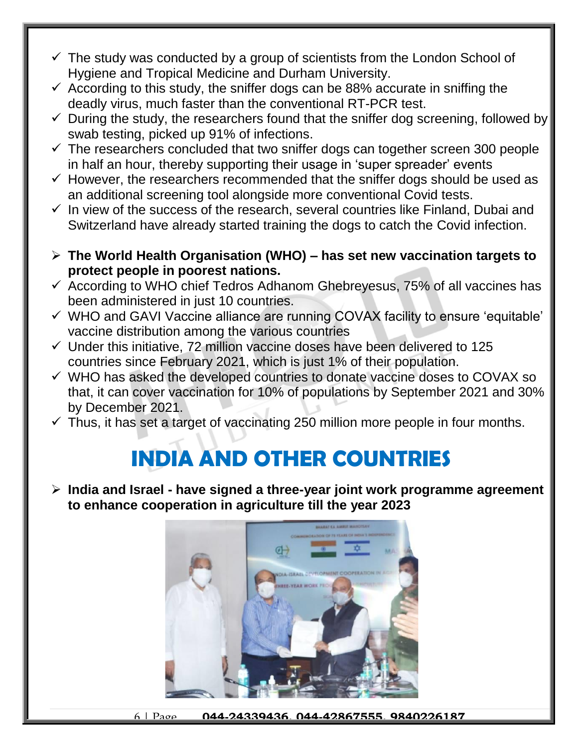- ✓ The study was conducted by a group of scientists from the London School of Hygiene and Tropical Medicine and Durham University.
- ✓ According to this study, the sniffer dogs can be 88% accurate in sniffing the deadly virus, much faster than the conventional RT-PCR test.
- ✓ During the study, the researchers found that the sniffer dog screening, followed by swab testing, picked up 91% of infections.
- ✓ The researchers concluded that two sniffer dogs can together screen 300 people in half an hour, thereby supporting their usage in 'super spreader' events
- ✓ However, the researchers recommended that the sniffer dogs should be used as an additional screening tool alongside more conventional Covid tests.
- ✓ In view of the success of the research, several countries like Finland, Dubai and Switzerland have already started training the dogs to catch the Covid infection.

- **The World Health Organisation (WHO) – has set new vaccination targets to protect people in poorest nations.**
- ✓ According to WHO chief Tedros Adhanom Ghebreyesus, 75% of all vaccines has been administered in just 10 countries.
- ✓ WHO and GAVI Vaccine alliance are running COVAX facility to ensure 'equitable' vaccine distribution among the various countries
- ✓ Under this initiative, 72 million vaccine doses have been delivered to 125 countries since February 2021, which is just 1% of their population.
- ✓ WHO has asked the developed countries to donate vaccine doses to COVAX so that, it can cover vaccination for 10% of populations by September 2021 and 30% by December 2021.
- ✓ Thus, it has set a target of vaccinating 250 million more people in four months.

# INDIA AND OTHER COUNTRIES

- **India and Israel - have signed a three-year joint work programme agreement to enhance cooperation in agriculture till the year 2023**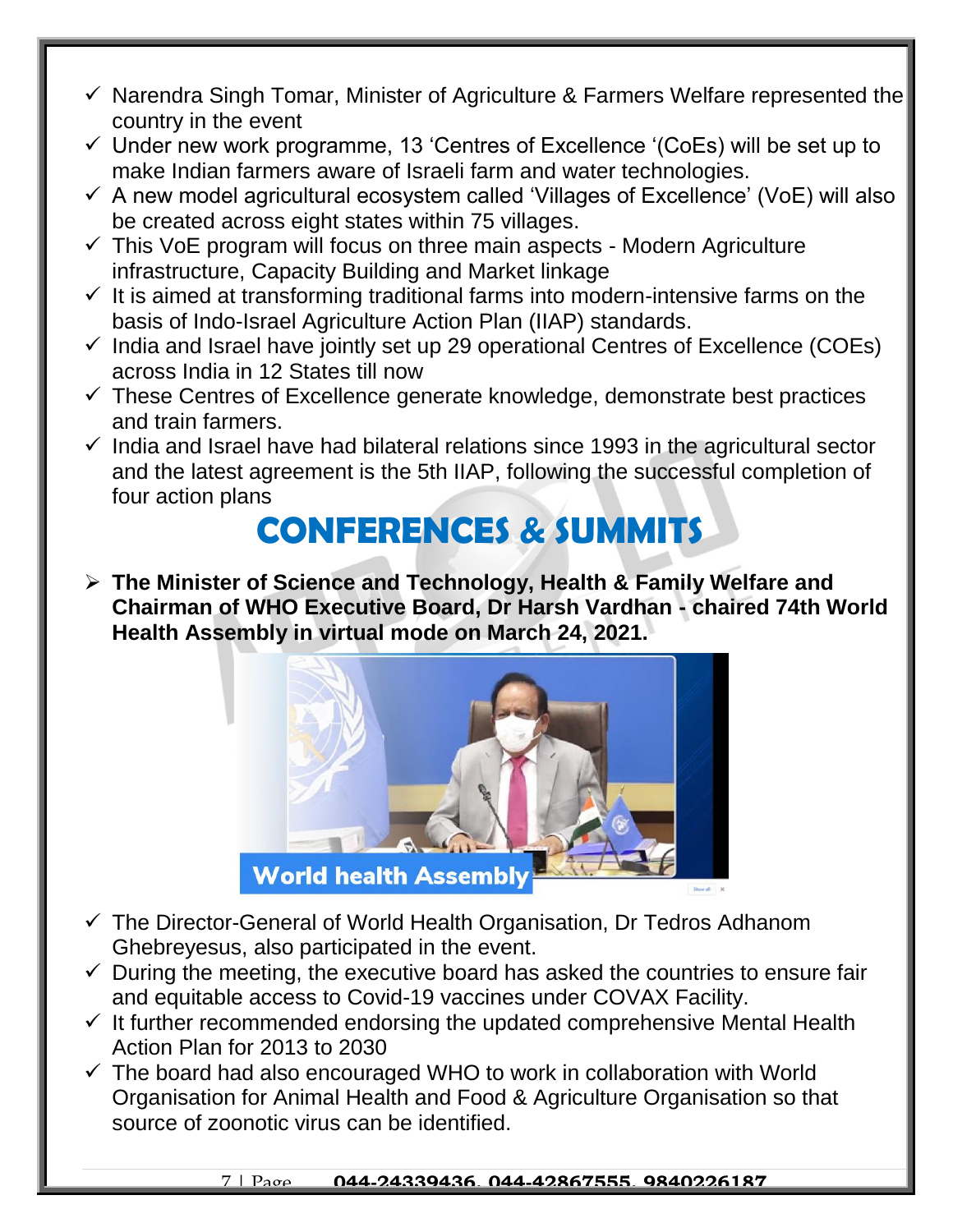- ✓ Narendra Singh Tomar, Minister of Agriculture & Farmers Welfare represented the country in the event
- ✓ Under new work programme, 13 'Centres of Excellence '(CoEs) will be set up to make Indian farmers aware of Israeli farm and water technologies.
- ✓ A new model agricultural ecosystem called 'Villages of Excellence' (VoE) will also be created across eight states within 75 villages.
- ✓ This VoE program will focus on three main aspects - Modern Agriculture infrastructure, Capacity Building and Market linkage
- ✓ It is aimed at transforming traditional farms into modern-intensive farms on the basis of Indo-Israel Agriculture Action Plan (IIAP) standards.
- ✓ India and Israel have jointly set up 29 operational Centres of Excellence (COEs) across India in 12 States till now
- ✓ These Centres of Excellence generate knowledge, demonstrate best practices and train farmers.
- ✓ India and Israel have had bilateral relations since 1993 in the agricultural sector and the latest agreement is the 5th IIAP, following the successful completion of four action plans

# CONFERENCES & SUMMITS

- **The Minister of Science and Technology, Health & Family Welfare and Chairman of WHO Executive Board, Dr Harsh Vardhan - chaired 74th World Health Assembly in virtual mode on March 24, 2021.**

World health Assembly

- ✓ The Director-General of World Health Organisation, Dr Tedros Adhanom Ghebreyesus, also participated in the event.
- ✓ During the meeting, the executive board has asked the countries to ensure fair and equitable access to Covid-19 vaccines under COVAX Facility.
- ✓ It further recommended endorsing the updated comprehensive Mental Health Action Plan for 2013 to 2030
- ✓ The board had also encouraged WHO to work in collaboration with World Organisation for Animal Health and Food & Agriculture Organisation so that source of zoonotic virus can be identified.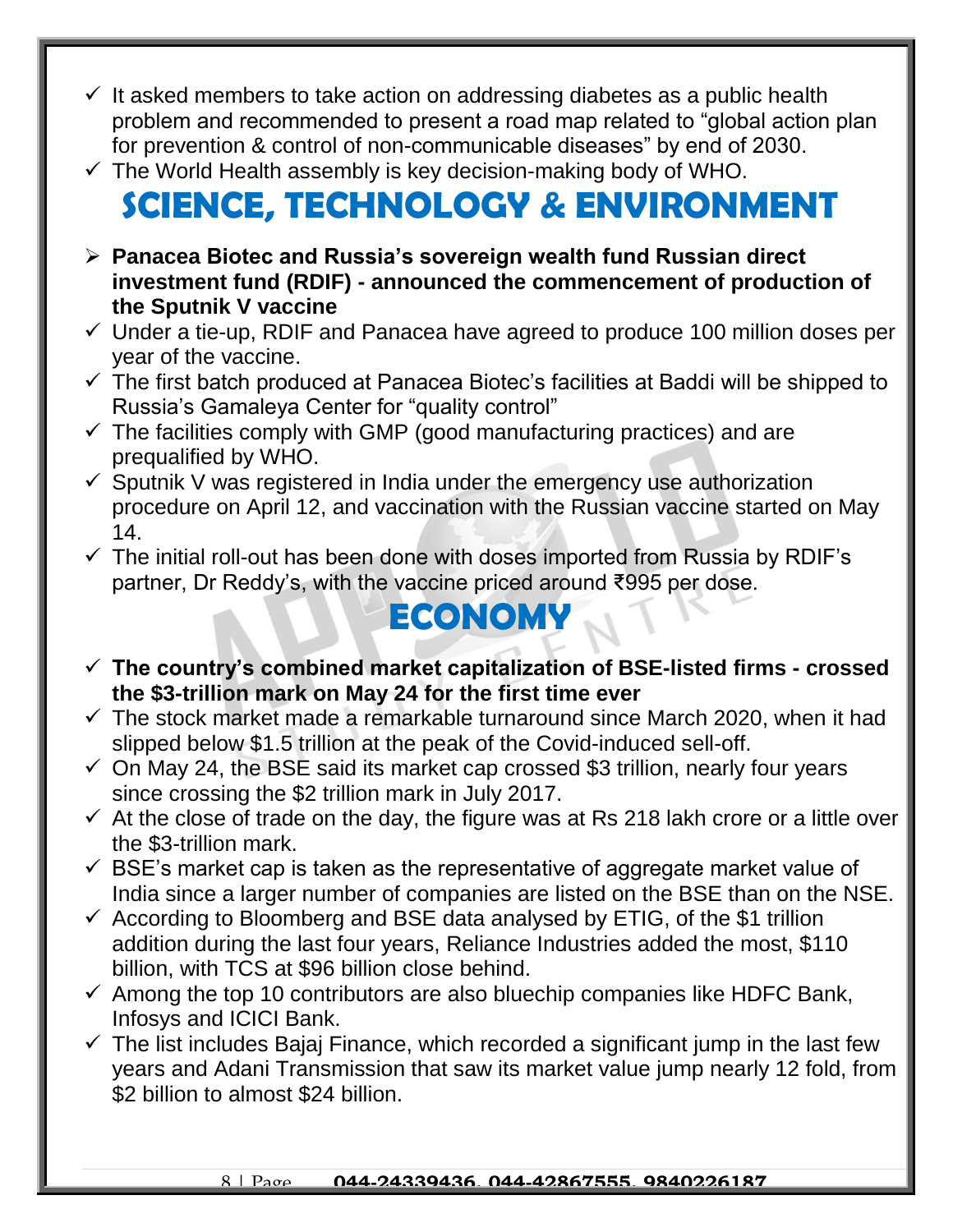- ✓ It asked members to take action on addressing diabetes as a public health problem and recommended to present a road map related to "global action plan for prevention & control of non-communicable diseases" by end of 2030.
- ✓ The World Health assembly is key decision-making body of WHO.

# SCIENCE, TECHNOLOGY & ENVIRONMENT

- ➢ **Panacea Biotec and Russia's sovereign wealth fund Russian direct investment fund (RDIF) - announced the commencement of production of the Sputnik V vaccine**
- ✓ Under a tie-up, RDIF and Panacea have agreed to produce 100 million doses per year of the vaccine.
- ✓ The first batch produced at Panacea Biotec's facilities at Baddi will be shipped to Russia's Gamaleya Center for "quality control"
- ✓ The facilities comply with GMP (good manufacturing practices) and are prequalified by WHO.
- ✓ Sputnik V was registered in India under the emergency use authorization procedure on April 12, and vaccination with the Russian vaccine started on May 14.
- ✓ The initial roll-out has been done with doses imported from Russia by RDIF's partner, Dr Reddy's, with the vaccine priced around ₹995 per dose.

# ECONOMY

- ✓ **The country's combined market capitalization of BSE-listed firms - crossed the $3-trillion mark on May 24 for the first time ever**
- ✓ The stock market made a remarkable turnaround since March 2020, when it had slipped below $1.5 trillion at the peak of the Covid-induced sell-off.
- ✓ On May 24, the BSE said its market cap crossed $3 trillion, nearly four years since crossing the $2 trillion mark in July 2017.
- ✓ At the close of trade on the day, the figure was at Rs 218 lakh crore or a little over the $3-trillion mark.
- ✓ BSE's market cap is taken as the representative of aggregate market value of India since a larger number of companies are listed on the BSE than on the NSE.
- ✓ According to Bloomberg and BSE data analysed by ETIG, of the $1 trillion addition during the last four years, Reliance Industries added the most, $110 billion, with TCS at $96 billion close behind.
- ✓ Among the top 10 contributors are also bluechip companies like HDFC Bank, Infosys and ICICI Bank.
- ✓ The list includes Bajaj Finance, which recorded a significant jump in the last few years and Adani Transmission that saw its market value jump nearly 12 fold, from $2 billion to almost $24 billion.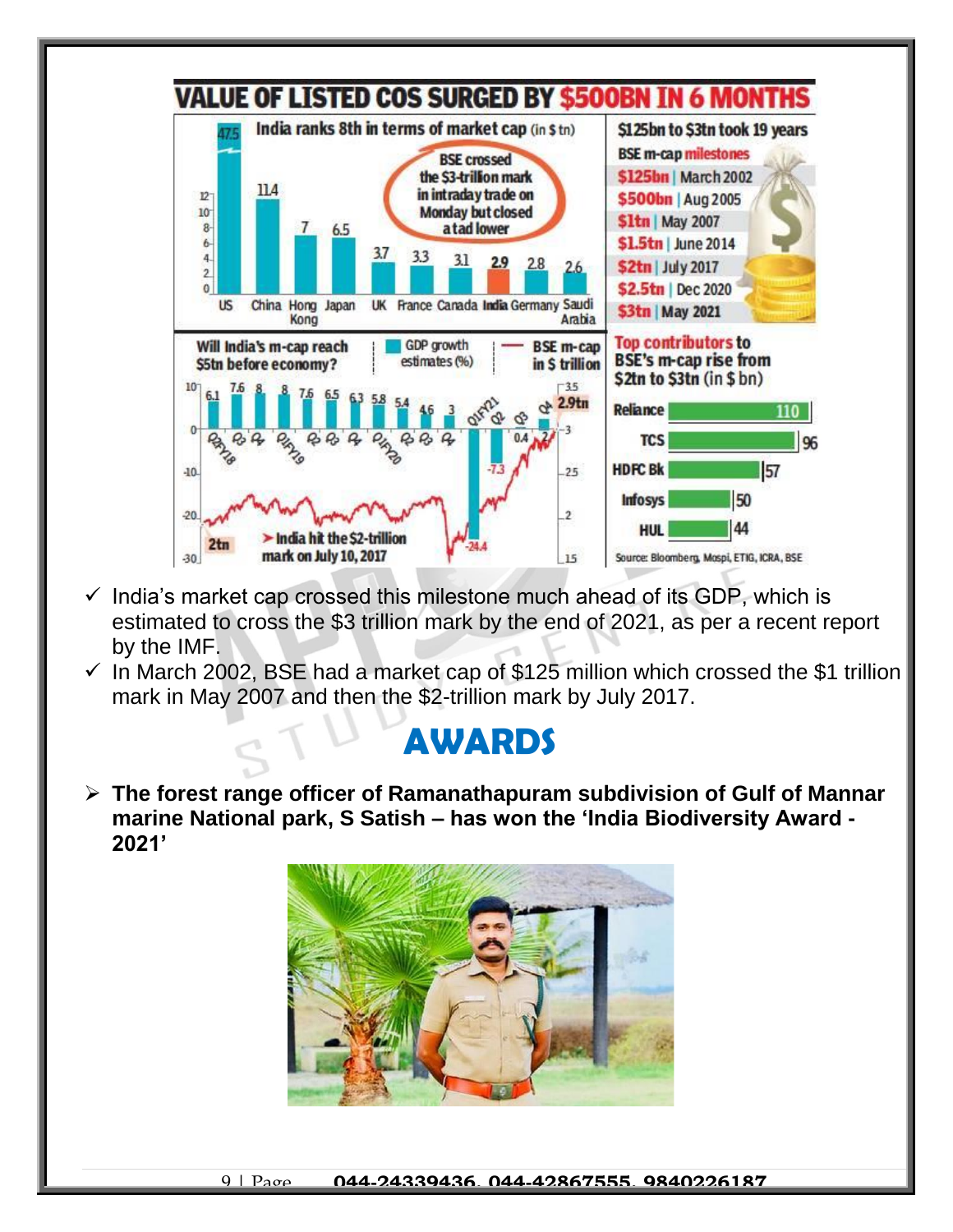- ✓ India's market cap crossed this milestone much ahead of its GDP, which is estimated to cross the $3 trillion mark by the end of 2021, as per a recent report by the IMF.
- ✓ In March 2002, BSE had a market cap of $125 million which crossed the $1 trillion mark in May 2007 and then the $2-trillion mark by July 2017.

# AWARDS

- **The forest range officer of Ramanathapuram subdivision of Gulf of Mannar marine National park, S Satish – has won the 'India Biodiversity Award - 2021'**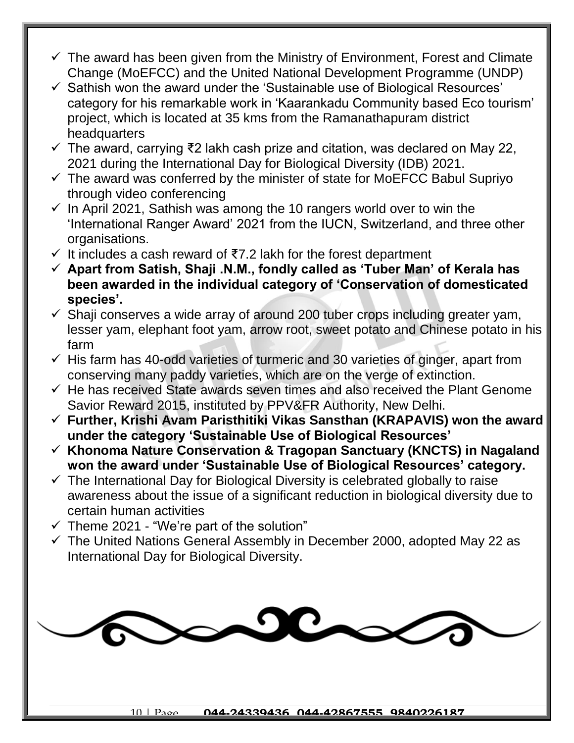- ✓ The award has been given from the Ministry of Environment, Forest and Climate Change (MoEFCC) and the United National Development Programme (UNDP)
- ✓ Sathish won the award under the 'Sustainable use of Biological Resources' category for his remarkable work in 'Kaarankadu Community based Eco tourism' project, which is located at 35 kms from the Ramanathapuram district headquarters
- ✓ The award, carrying ₹2 lakh cash prize and citation, was declared on May 22, 2021 during the International Day for Biological Diversity (IDB) 2021.
- ✓ The award was conferred by the minister of state for MoEFCC Babul Supriyo through video conferencing
- ✓ In April 2021, Sathish was among the 10 rangers world over to win the 'International Ranger Award' 2021 from the IUCN, Switzerland, and three other organisations.
- ✓ It includes a cash reward of ₹7.2 lakh for the forest department
- ✓ **Apart from Satish, Shaji .N.M., fondly called as 'Tuber Man' of Kerala has been awarded in the individual category of 'Conservation of domesticated species'.**
- ✓ Shaji conserves a wide array of around 200 tuber crops including greater yam, lesser yam, elephant foot yam, arrow root, sweet potato and Chinese potato in his farm
- ✓ His farm has 40-odd varieties of turmeric and 30 varieties of ginger, apart from conserving many paddy varieties, which are on the verge of extinction.
- ✓ He has received State awards seven times and also received the Plant Genome Savior Reward 2015, instituted by PPV&FR Authority, New Delhi.
- ✓ **Further, Krishi Avam Paristhitiki Vikas Sansthan (KRAPAVIS) won the award under the category 'Sustainable Use of Biological Resources'**
- ✓ **Khonoma Nature Conservation & Tragopan Sanctuary (KNCTS) in Nagaland won the award under 'Sustainable Use of Biological Resources' category.**
- ✓ The International Day for Biological Diversity is celebrated globally to raise awareness about the issue of a significant reduction in biological diversity due to certain human activities
- ✓ Theme 2021 - "We're part of the solution"
- ✓ The United Nations General Assembly in December 2000, adopted May 22 as International Day for Biological Diversity.